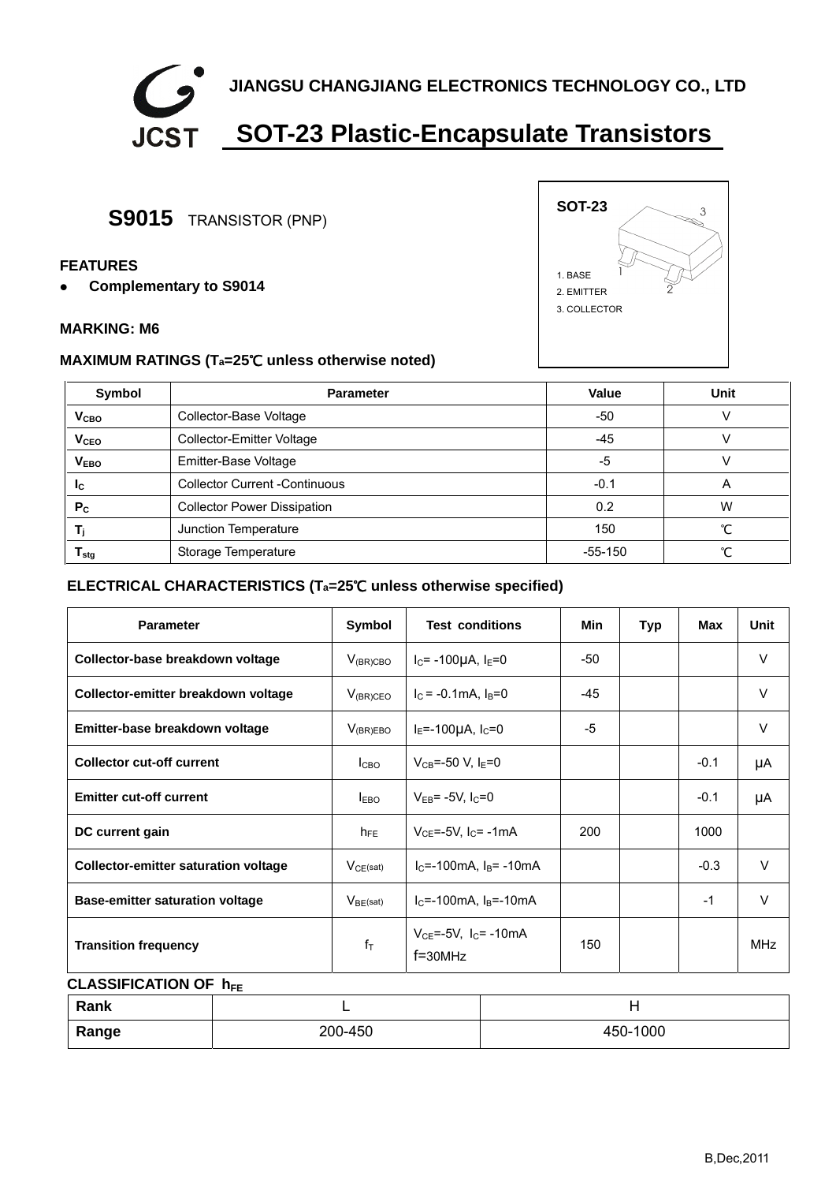JCST

**JIANGSU CHANGJIANG ELECTRONICS TECHNOLOGY CO., LTD**

# SOT-23 Plastic-Encapsulate Transistors

## S9015 TRANSISTOR (PNP)

**SOT-23**

1. BASE
2. EMITTER
3. COLLECTOR

### FEATURES

- **Complementary to S9014**

### MARKING: M6

### MAXIMUM RATINGS ($T_a$=25℃ unless otherwise noted)

| Symbol | Parameter | Value | Unit |
|---|---|---|---|
| $V_{CBO}$ | Collector-Base Voltage | -50 | V |
| $V_{CEO}$ | Collector-Emitter Voltage | -45 | V |
| $V_{EBO}$ | Emitter-Base Voltage | -5 | V |
| $I_C$ | Collector Current -Continuous | -0.1 | A |
| $P_C$ | Collector Power Dissipation | 0.2 | W |
| $T_j$ | Junction Temperature | 150 | ℃ |
| $T_{stg}$ | Storage Temperature | -55-150 | ℃ |

### ELECTRICAL CHARACTERISTICS ($T_a$=25℃ unless otherwise specified)

| Parameter | Symbol | Test conditions | Min | Typ | Max | Unit |
|---|---|---|---|---|---|---|
| **Collector-base breakdown voltage** | $V_{(BR)CBO}$ | $I_C$= -100μA, $I_E$=0 | -50 | | | V |
| **Collector-emitter breakdown voltage** | $V_{(BR)CEO}$ | $I_C$ = -0.1mA, $I_B$=0 | -45 | | | V |
| **Emitter-base breakdown voltage** | $V_{(BR)EBO}$ | $I_E$=-100μA, $I_C$=0 | -5 | | | V |
| **Collector cut-off current** | $I_{CBO}$ | $V_{CB}$=-50 V, $I_E$=0 | | | -0.1 | μA |
| **Emitter cut-off current** | $I_{EBO}$ | $V_{EB}$= -5V, $I_C$=0 | | | -0.1 | μA |
| **DC current gain** | $h_{FE}$ | $V_{CE}$=-5V, $I_C$= -1mA | 200 | | 1000 | |
| **Collector-emitter saturation voltage** | $V_{CE(sat)}$ | $I_C$=-100mA, $I_B$= -10mA | | | -0.3 | V |
| **Base-emitter saturation voltage** | $V_{BE(sat)}$ | $I_C$=-100mA, $I_B$=-10mA | | | -1 | V |
| **Transition frequency** | $f_T$ | $V_{CE}$=-5V, $I_C$= -10mA f=30MHz | 150 | | | MHz |

### CLASSIFICATION OF $h_{FE}$

| Rank | L | H |
|---|---|---|
| **Range** | 200-450 | 450-1000 |

B,Dec,2011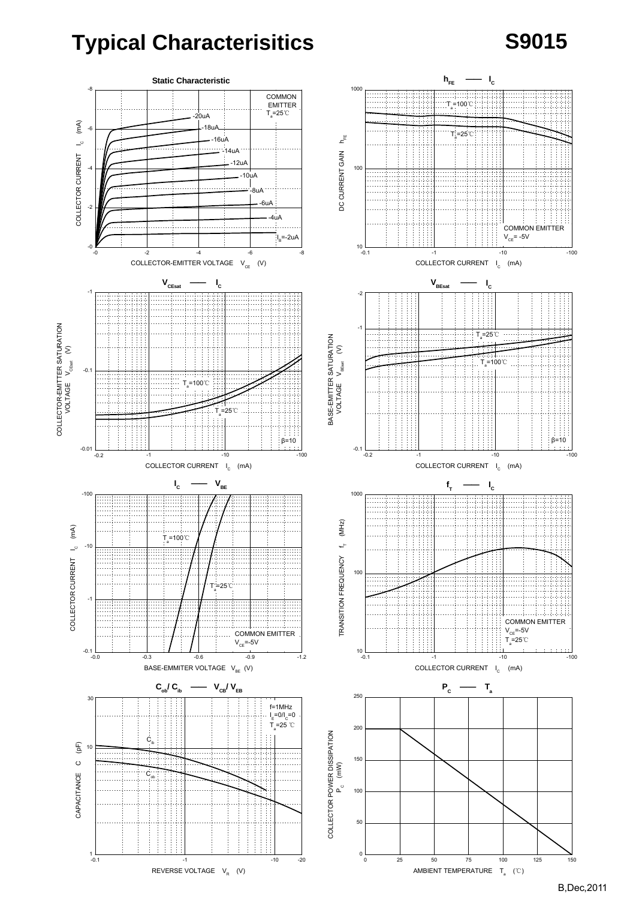# Typical Characterisitics

**S9015**

**Static Characteristic**

COMMON EMITTER
$T_a$=25℃

-20uA
-18uA
-16uA
-14uA
-12uA
-10uA
-8uA
-6uA
-4uA
$I_B$=-2uA

COLLECTOR CURRENT $I_C$ (mA)

-8
-6
-4
-2
-0

-0 -2 -4 -6 -8

COLLECTOR-EMITTER VOLTAGE $V_{CE}$ (V)

**$h_{FE}$ —— $I_C$**

$T_a$=100℃
$T_a$=25℃

COMMON EMITTER
$V_{CE}$= -5V

DC CURRENT GAIN $h_{FE}$

1000
100
10

-0.1 -1 -10 -100

COLLECTOR CURRENT $I_C$ (mA)

**$V_{CEsat}$ —— $I_C$**

$T_a$=100℃
$T_a$=25℃
β=10

COLLECTOR-EMITTER SATURATION VOLTAGE $V_{CEsat}$ (V)

-1
-0.1
-0.01

-0.2 -1 -10 -100

COLLECTOR CURRENT $I_C$ (mA)

**$V_{BEsat}$ —— $I_C$**

$T_a$=25℃
$T_a$=100℃
β=10

BASE-EMITTER SATURATION VOLTAGE $V_{BEsat}$ (V)

-2
-1
-0.1

-0.2 -1 -10 -100

COLLECTOR CURRENT $I_C$ (mA)

**$I_C$ —— $V_{BE}$**

$T_a$=100℃
$T_a$=25℃

COMMON EMITTER
$V_{CE}$=-5V

COLLECTOR CURRENT $I_C$ (mA)

-100
-10
-1
-0.1

-0.0 -0.3 -0.6 -0.9 -1.2

BASE-EMMITER VOLTAGE $V_{BE}$ (V)

**$f_T$ —— $I_C$**

COMMON EMITTER
$V_{CE}$=-5V
$T_a$=25℃

TRANSITION FREQUENCY $f_T$ (MHz)

1000
100
10

-0.1 -1 -10 -100

COLLECTOR CURRENT $I_C$ (mA)

**$C_{ob}$/ $C_{ib}$ —— $V_{CB}$/ $V_{EB}$**

f=1MHz
$I_E$=0/$I_C$=0
$T_a$=25 ℃

$C_{ib}$
$C_{ob}$

CAPACITANCE C (pF)

30
10
1

-0.1 -1 -10 -20

REVERSE VOLTAGE $V_R$ (V)

**$P_C$ —— $T_a$**

COLLECTOR POWER DISSIPATION $P_C$ (mW)

250
200
150
100
50
0

0 25 50 75 100 125 150

AMBIENT TEMPERATURE $T_a$ (℃)

B,Dec,2011